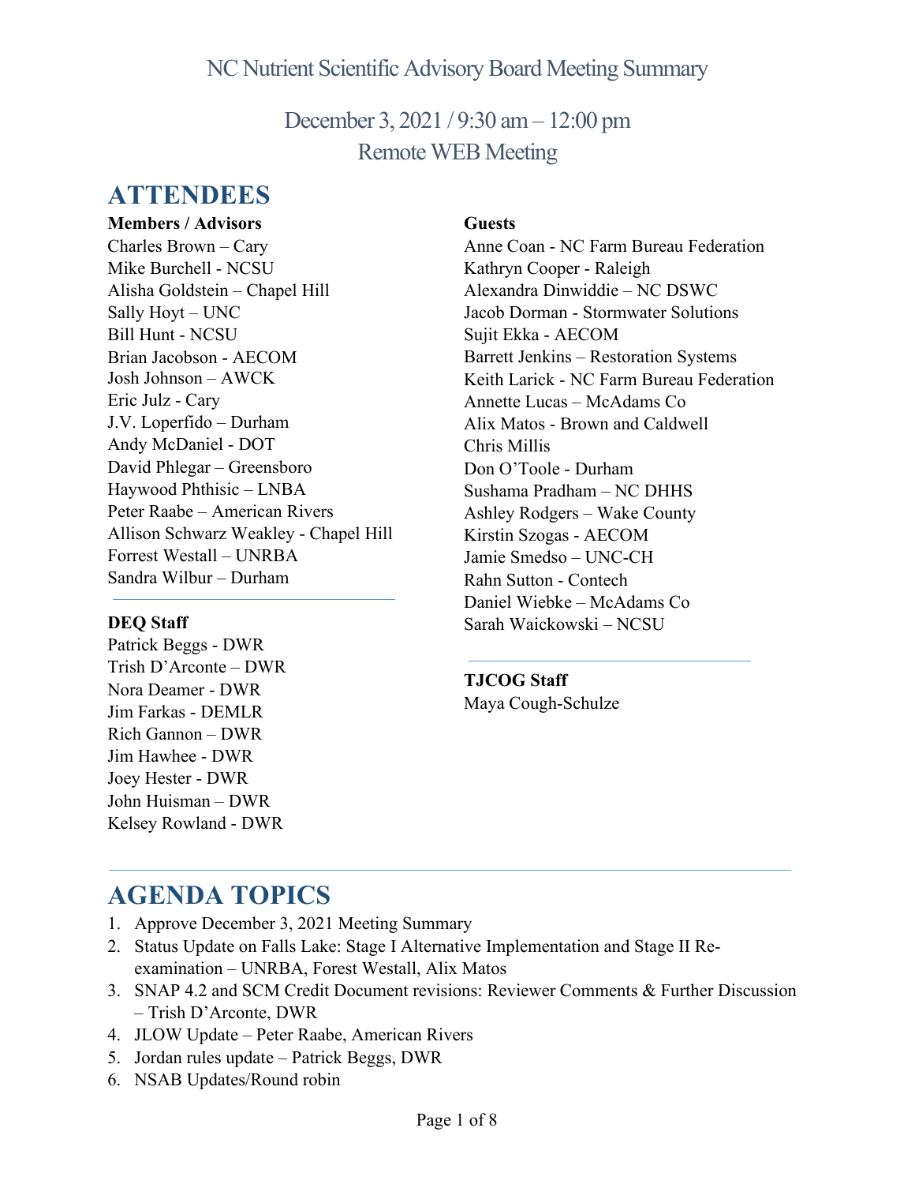# NC Nutrient Scientific Advisory Board Meeting Summary

December 3, 2021 / 9:30 am – 12:00 pm
Remote WEB Meeting

## ATTENDEES

**Members / Advisors**
Charles Brown – Cary
Mike Burchell - NCSU
Alisha Goldstein – Chapel Hill
Sally Hoyt – UNC
Bill Hunt - NCSU
Brian Jacobson - AECOM
Josh Johnson – AWCK
Eric Julz - Cary
J.V. Loperfido – Durham
Andy McDaniel - DOT
David Phlegar – Greensboro
Haywood Phthisic – LNBA
Peter Raabe – American Rivers
Allison Schwarz Weakley - Chapel Hill
Forrest Westall – UNRBA
Sandra Wilbur – Durham

**DEQ Staff**
Patrick Beggs - DWR
Trish D'Arconte – DWR
Nora Deamer - DWR
Jim Farkas - DEMLR
Rich Gannon – DWR
Jim Hawhee - DWR
Joey Hester - DWR
John Huisman – DWR
Kelsey Rowland - DWR

**Guests**
Anne Coan - NC Farm Bureau Federation
Kathryn Cooper - Raleigh
Alexandra Dinwiddie – NC DSWC
Jacob Dorman - Stormwater Solutions
Sujit Ekka - AECOM
Barrett Jenkins – Restoration Systems
Keith Larick - NC Farm Bureau Federation
Annette Lucas – McAdams Co
Alix Matos - Brown and Caldwell
Chris Millis
Don O'Toole - Durham
Sushama Pradham – NC DHHS
Ashley Rodgers – Wake County
Kirstin Szogas - AECOM
Jamie Smedso – UNC-CH
Rahn Sutton - Contech
Daniel Wiebke – McAdams Co
Sarah Waickowski – NCSU

**TJCOG Staff**
Maya Cough-Schulze

## AGENDA TOPICS

1. Approve December 3, 2021 Meeting Summary
2. Status Update on Falls Lake: Stage I Alternative Implementation and Stage II Re-examination – UNRBA, Forest Westall, Alix Matos
3. SNAP 4.2 and SCM Credit Document revisions: Reviewer Comments & Further Discussion – Trish D'Arconte, DWR
4. JLOW Update – Peter Raabe, American Rivers
5. Jordan rules update – Patrick Beggs, DWR
6. NSAB Updates/Round robin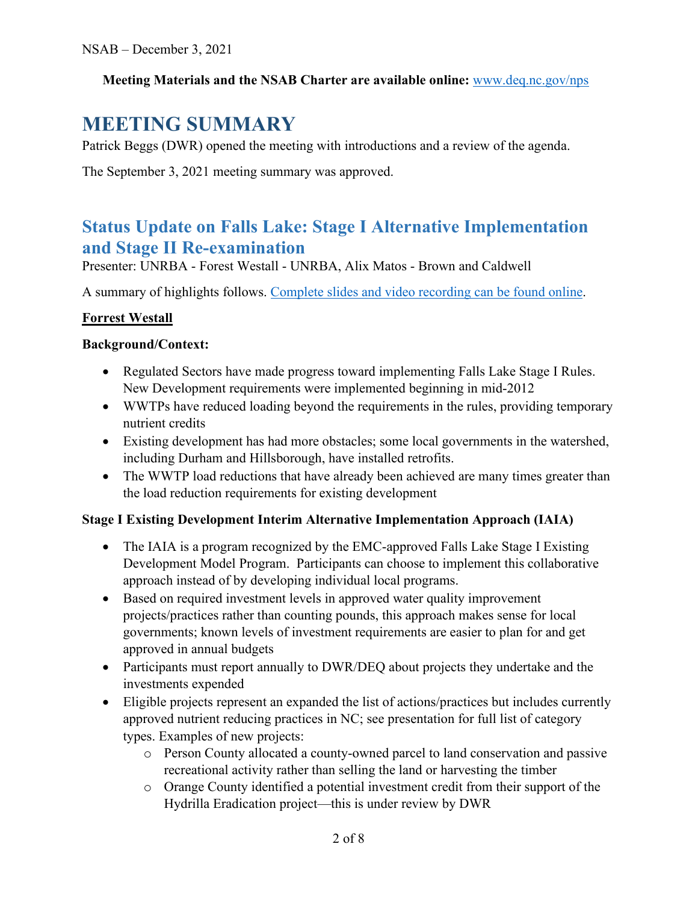**Meeting Materials and the NSAB Charter are available online:** [www.deq.nc.gov/nps](www.deq.nc.gov/nps)

# MEETING SUMMARY

Patrick Beggs (DWR) opened the meeting with introductions and a review of the agenda.

The September 3, 2021 meeting summary was approved.

## Status Update on Falls Lake: Stage I Alternative Implementation and Stage II Re-examination

Presenter: UNRBA - Forest Westall - UNRBA, Alix Matos - Brown and Caldwell

A summary of highlights follows. Complete slides and video recording can be found online.

**Forrest Westall**

**Background/Context:**

- Regulated Sectors have made progress toward implementing Falls Lake Stage I Rules. New Development requirements were implemented beginning in mid-2012
- WWTPs have reduced loading beyond the requirements in the rules, providing temporary nutrient credits
- Existing development has had more obstacles; some local governments in the watershed, including Durham and Hillsborough, have installed retrofits.
- The WWTP load reductions that have already been achieved are many times greater than the load reduction requirements for existing development

**Stage I Existing Development Interim Alternative Implementation Approach (IAIA)**

- The IAIA is a program recognized by the EMC-approved Falls Lake Stage I Existing Development Model Program. Participants can choose to implement this collaborative approach instead of by developing individual local programs.
- Based on required investment levels in approved water quality improvement projects/practices rather than counting pounds, this approach makes sense for local governments; known levels of investment requirements are easier to plan for and get approved in annual budgets
- Participants must report annually to DWR/DEQ about projects they undertake and the investments expended
- Eligible projects represent an expanded the list of actions/practices but includes currently approved nutrient reducing practices in NC; see presentation for full list of category types. Examples of new projects:
    - Person County allocated a county-owned parcel to land conservation and passive recreational activity rather than selling the land or harvesting the timber
    - Orange County identified a potential investment credit from their support of the Hydrilla Eradication project—this is under review by DWR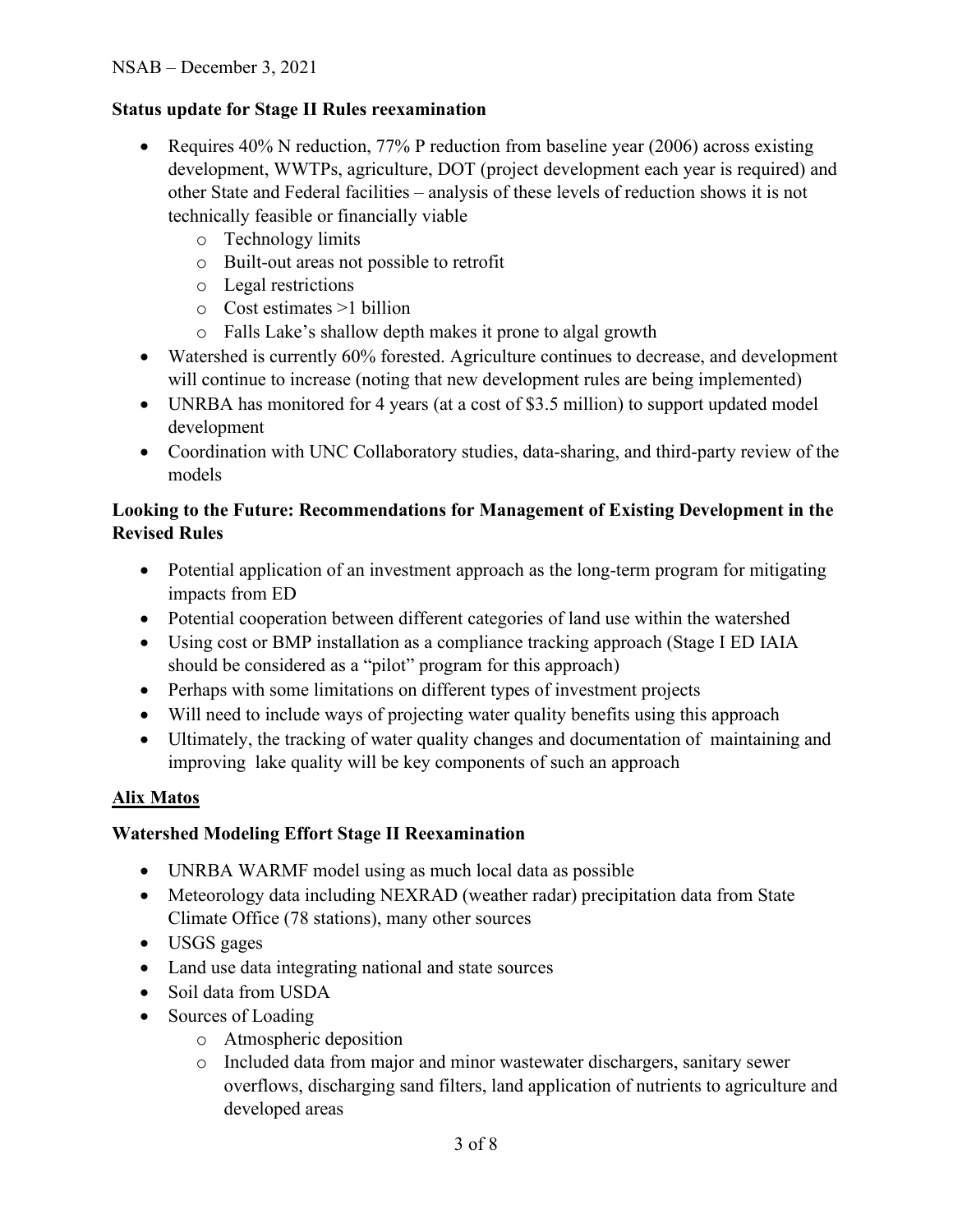**Status update for Stage II Rules reexamination**

- Requires 40% N reduction, 77% P reduction from baseline year (2006) across existing development, WWTPs, agriculture, DOT (project development each year is required) and other State and Federal facilities – analysis of these levels of reduction shows it is not technically feasible or financially viable
    - Technology limits
    - Built-out areas not possible to retrofit
    - Legal restrictions
    - Cost estimates >1 billion
    - Falls Lake's shallow depth makes it prone to algal growth
- Watershed is currently 60% forested. Agriculture continues to decrease, and development will continue to increase (noting that new development rules are being implemented)
- UNRBA has monitored for 4 years (at a cost of $3.5 million) to support updated model development
- Coordination with UNC Collaboratory studies, data-sharing, and third-party review of the models

**Looking to the Future: Recommendations for Management of Existing Development in the Revised Rules**

- Potential application of an investment approach as the long-term program for mitigating impacts from ED
- Potential cooperation between different categories of land use within the watershed
- Using cost or BMP installation as a compliance tracking approach (Stage I ED IAIA should be considered as a "pilot" program for this approach)
- Perhaps with some limitations on different types of investment projects
- Will need to include ways of projecting water quality benefits using this approach
- Ultimately, the tracking of water quality changes and documentation of maintaining and improving lake quality will be key components of such an approach

**<u>Alix Matos</u>**

**Watershed Modeling Effort Stage II Reexamination**

- UNRBA WARMF model using as much local data as possible
- Meteorology data including NEXRAD (weather radar) precipitation data from State Climate Office (78 stations), many other sources
- USGS gages
- Land use data integrating national and state sources
- Soil data from USDA
- Sources of Loading
    - Atmospheric deposition
    - Included data from major and minor wastewater dischargers, sanitary sewer overflows, discharging sand filters, land application of nutrients to agriculture and developed areas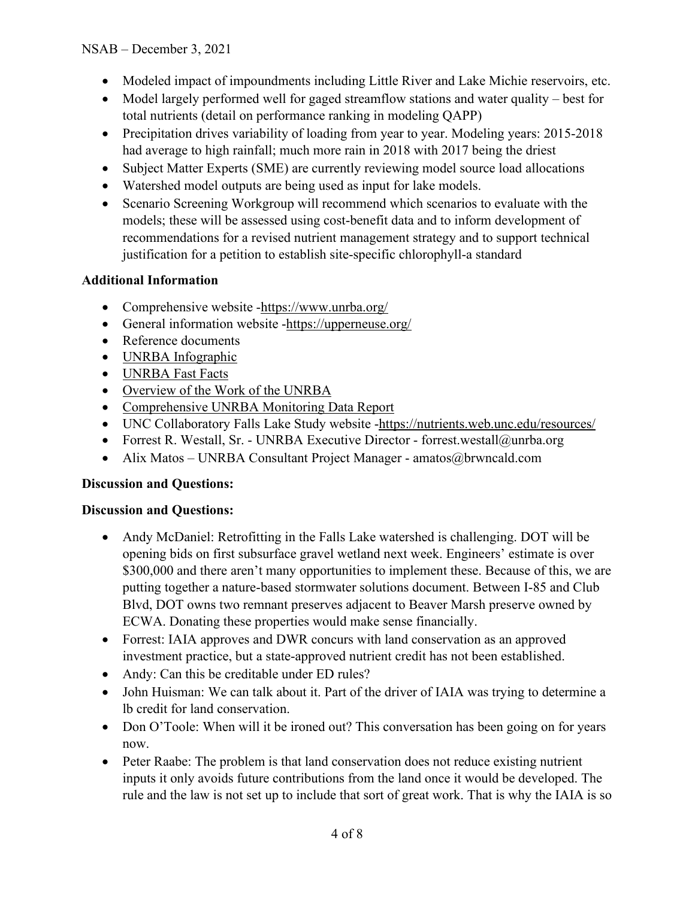- Modeled impact of impoundments including Little River and Lake Michie reservoirs, etc.
- Model largely performed well for gaged streamflow stations and water quality – best for total nutrients (detail on performance ranking in modeling QAPP)
- Precipitation drives variability of loading from year to year. Modeling years: 2015-2018 had average to high rainfall; much more rain in 2018 with 2017 being the driest
- Subject Matter Experts (SME) are currently reviewing model source load allocations
- Watershed model outputs are being used as input for lake models.
- Scenario Screening Workgroup will recommend which scenarios to evaluate with the models; these will be assessed using cost-benefit data and to inform development of recommendations for a revised nutrient management strategy and to support technical justification for a petition to establish site-specific chlorophyll-a standard

**Additional Information**

- Comprehensive website -https://www.unrba.org/
- General information website -https://upperneuse.org/
- Reference documents
- UNRBA Infographic
- UNRBA Fast Facts
- Overview of the Work of the UNRBA
- Comprehensive UNRBA Monitoring Data Report
- UNC Collaboratory Falls Lake Study website -https://nutrients.web.unc.edu/resources/
- Forrest R. Westall, Sr. - UNRBA Executive Director - forrest.westall@unrba.org
- Alix Matos – UNRBA Consultant Project Manager - amatos@brwncald.com

**Discussion and Questions:**

**Discussion and Questions:**

- Andy McDaniel: Retrofitting in the Falls Lake watershed is challenging. DOT will be opening bids on first subsurface gravel wetland next week. Engineers' estimate is over $300,000 and there aren't many opportunities to implement these. Because of this, we are putting together a nature-based stormwater solutions document. Between I-85 and Club Blvd, DOT owns two remnant preserves adjacent to Beaver Marsh preserve owned by ECWA. Donating these properties would make sense financially.
- Forrest: IAIA approves and DWR concurs with land conservation as an approved investment practice, but a state-approved nutrient credit has not been established.
- Andy: Can this be creditable under ED rules?
- John Huisman: We can talk about it. Part of the driver of IAIA was trying to determine a lb credit for land conservation.
- Don O'Toole: When will it be ironed out? This conversation has been going on for years now.
- Peter Raabe: The problem is that land conservation does not reduce existing nutrient inputs it only avoids future contributions from the land once it would be developed. The rule and the law is not set up to include that sort of great work. That is why the IAIA is so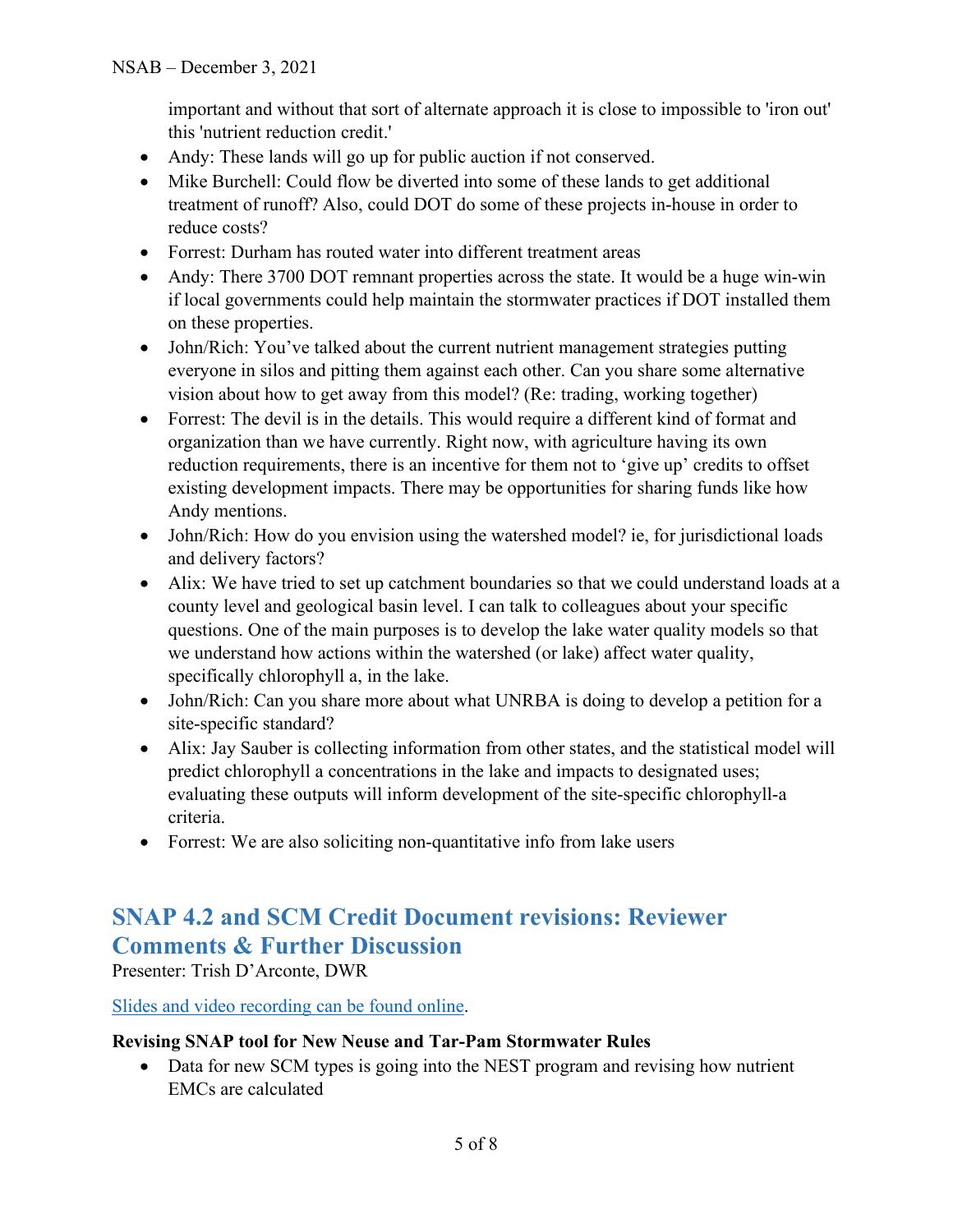important and without that sort of alternate approach it is close to impossible to 'iron out' this 'nutrient reduction credit.'

- Andy: These lands will go up for public auction if not conserved.
- Mike Burchell: Could flow be diverted into some of these lands to get additional treatment of runoff? Also, could DOT do some of these projects in-house in order to reduce costs?
- Forrest: Durham has routed water into different treatment areas
- Andy: There 3700 DOT remnant properties across the state. It would be a huge win-win if local governments could help maintain the stormwater practices if DOT installed them on these properties.
- John/Rich: You've talked about the current nutrient management strategies putting everyone in silos and pitting them against each other. Can you share some alternative vision about how to get away from this model? (Re: trading, working together)
- Forrest: The devil is in the details. This would require a different kind of format and organization than we have currently. Right now, with agriculture having its own reduction requirements, there is an incentive for them not to 'give up' credits to offset existing development impacts. There may be opportunities for sharing funds like how Andy mentions.
- John/Rich: How do you envision using the watershed model? ie, for jurisdictional loads and delivery factors?
- Alix: We have tried to set up catchment boundaries so that we could understand loads at a county level and geological basin level. I can talk to colleagues about your specific questions. One of the main purposes is to develop the lake water quality models so that we understand how actions within the watershed (or lake) affect water quality, specifically chlorophyll a, in the lake.
- John/Rich: Can you share more about what UNRBA is doing to develop a petition for a site-specific standard?
- Alix: Jay Sauber is collecting information from other states, and the statistical model will predict chlorophyll a concentrations in the lake and impacts to designated uses; evaluating these outputs will inform development of the site-specific chlorophyll-a criteria.
- Forrest: We are also soliciting non-quantitative info from lake users

## SNAP 4.2 and SCM Credit Document revisions: Reviewer Comments & Further Discussion

Presenter: Trish D'Arconte, DWR

Slides and video recording can be found online.

**Revising SNAP tool for New Neuse and Tar-Pam Stormwater Rules**

- Data for new SCM types is going into the NEST program and revising how nutrient EMCs are calculated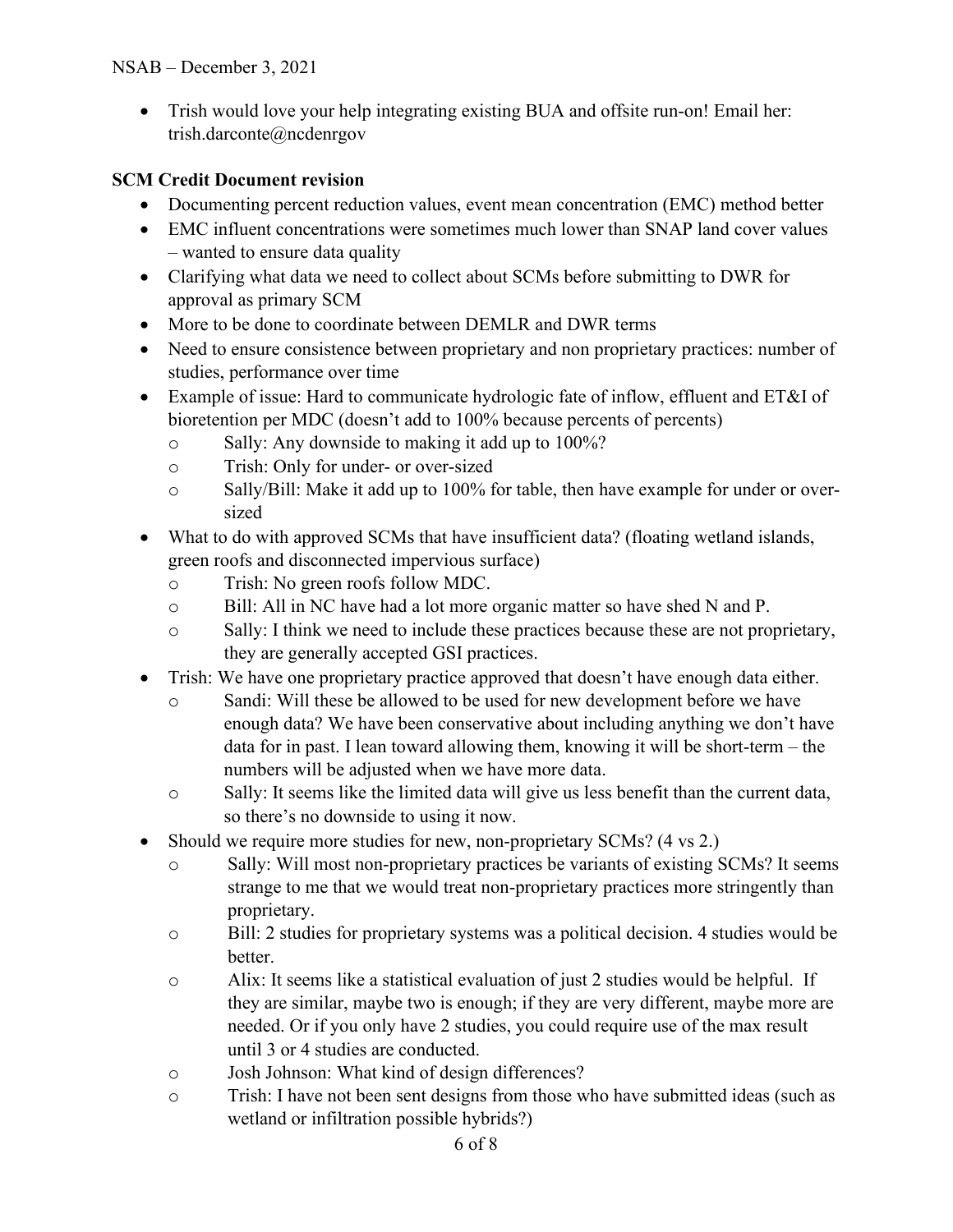- Trish would love your help integrating existing BUA and offsite run-on! Email her: trish.darconte@ncdenrgov

**SCM Credit Document revision**

- Documenting percent reduction values, event mean concentration (EMC) method better
- EMC influent concentrations were sometimes much lower than SNAP land cover values – wanted to ensure data quality
- Clarifying what data we need to collect about SCMs before submitting to DWR for approval as primary SCM
- More to be done to coordinate between DEMLR and DWR terms
- Need to ensure consistence between proprietary and non proprietary practices: number of studies, performance over time
- Example of issue: Hard to communicate hydrologic fate of inflow, effluent and ET&I of bioretention per MDC (doesn't add to 100% because percents of percents)
    - Sally: Any downside to making it add up to 100%?
    - Trish: Only for under- or over-sized
    - Sally/Bill: Make it add up to 100% for table, then have example for under or over-sized
- What to do with approved SCMs that have insufficient data? (floating wetland islands, green roofs and disconnected impervious surface)
    - Trish: No green roofs follow MDC.
    - Bill: All in NC have had a lot more organic matter so have shed N and P.
    - Sally: I think we need to include these practices because these are not proprietary, they are generally accepted GSI practices.
- Trish: We have one proprietary practice approved that doesn't have enough data either.
    - Sandi: Will these be allowed to be used for new development before we have enough data? We have been conservative about including anything we don't have data for in past. I lean toward allowing them, knowing it will be short-term – the numbers will be adjusted when we have more data.
    - Sally: It seems like the limited data will give us less benefit than the current data, so there's no downside to using it now.
- Should we require more studies for new, non-proprietary SCMs? (4 vs 2.)
    - Sally: Will most non-proprietary practices be variants of existing SCMs? It seems strange to me that we would treat non-proprietary practices more stringently than proprietary.
    - Bill: 2 studies for proprietary systems was a political decision. 4 studies would be better.
    - Alix: It seems like a statistical evaluation of just 2 studies would be helpful. If they are similar, maybe two is enough; if they are very different, maybe more are needed. Or if you only have 2 studies, you could require use of the max result until 3 or 4 studies are conducted.
    - Josh Johnson: What kind of design differences?
    - Trish: I have not been sent designs from those who have submitted ideas (such as wetland or infiltration possible hybrids?)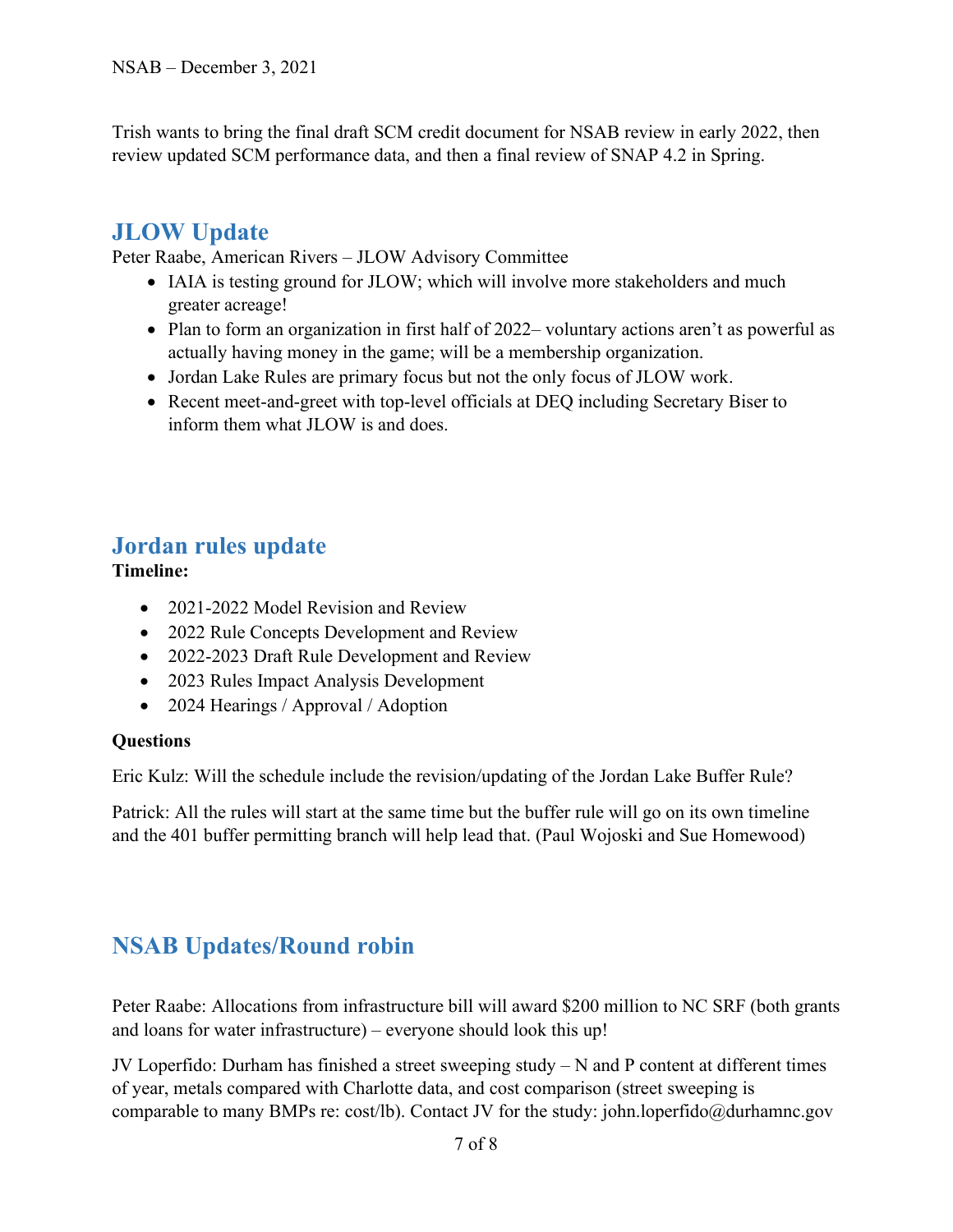Trish wants to bring the final draft SCM credit document for NSAB review in early 2022, then review updated SCM performance data, and then a final review of SNAP 4.2 in Spring.

## JLOW Update

Peter Raabe, American Rivers – JLOW Advisory Committee

- IAIA is testing ground for JLOW; which will involve more stakeholders and much greater acreage!
- Plan to form an organization in first half of 2022– voluntary actions aren't as powerful as actually having money in the game; will be a membership organization.
- Jordan Lake Rules are primary focus but not the only focus of JLOW work.
- Recent meet-and-greet with top-level officials at DEQ including Secretary Biser to inform them what JLOW is and does.

## Jordan rules update

**Timeline:**

- 2021-2022 Model Revision and Review
- 2022 Rule Concepts Development and Review
- 2022-2023 Draft Rule Development and Review
- 2023 Rules Impact Analysis Development
- 2024 Hearings / Approval / Adoption

**Questions**

Eric Kulz: Will the schedule include the revision/updating of the Jordan Lake Buffer Rule?

Patrick: All the rules will start at the same time but the buffer rule will go on its own timeline and the 401 buffer permitting branch will help lead that. (Paul Wojoski and Sue Homewood)

## NSAB Updates/Round robin

Peter Raabe: Allocations from infrastructure bill will award $200 million to NC SRF (both grants and loans for water infrastructure) – everyone should look this up!

JV Loperfido: Durham has finished a street sweeping study – N and P content at different times of year, metals compared with Charlotte data, and cost comparison (street sweeping is comparable to many BMPs re: cost/lb). Contact JV for the study: john.loperfido@durhamnc.gov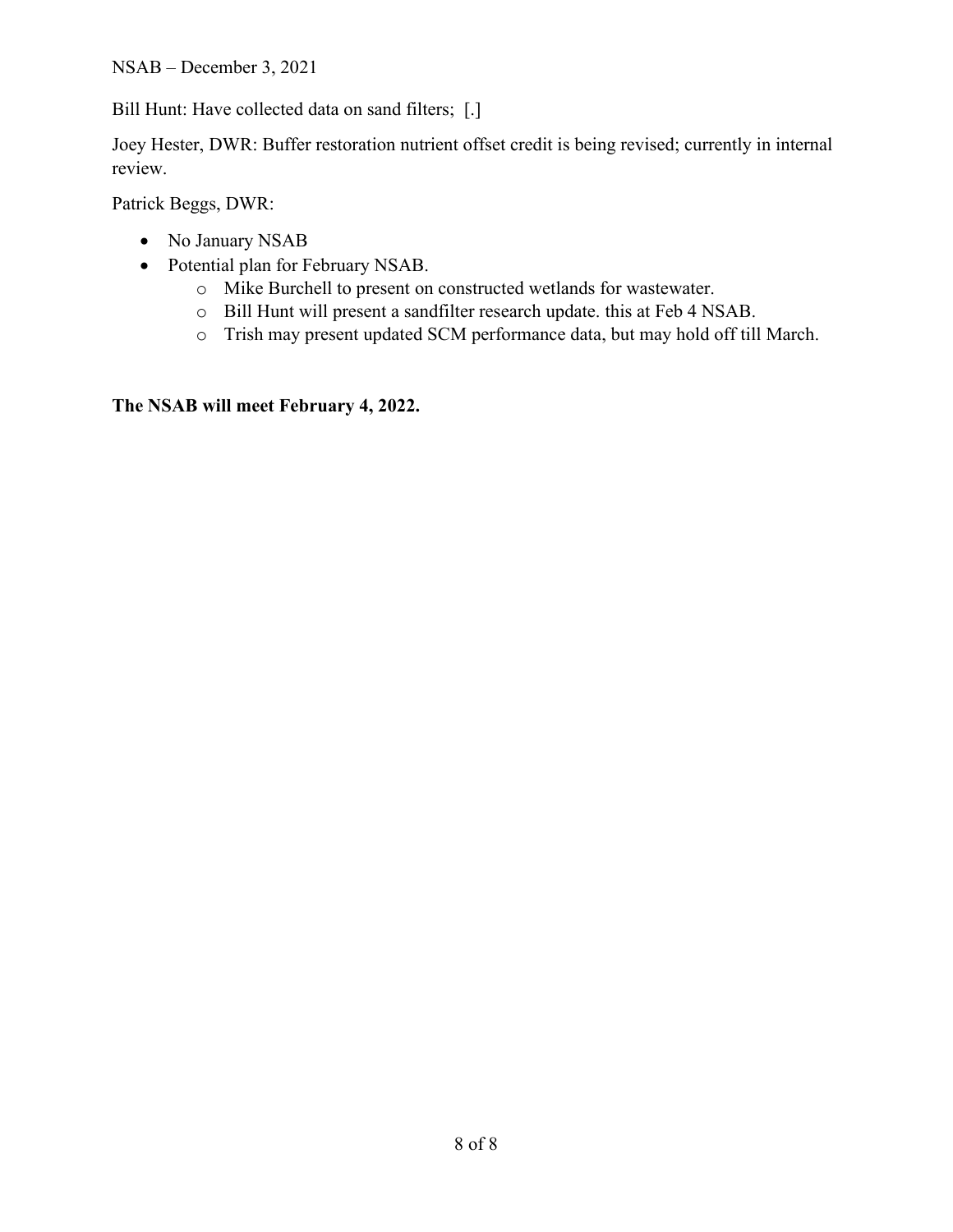Bill Hunt: Have collected data on sand filters; [.]

Joey Hester, DWR: Buffer restoration nutrient offset credit is being revised; currently in internal review.

Patrick Beggs, DWR:

- No January NSAB
- Potential plan for February NSAB.
  - Mike Burchell to present on constructed wetlands for wastewater.
  - Bill Hunt will present a sandfilter research update. this at Feb 4 NSAB.
  - Trish may present updated SCM performance data, but may hold off till March.

**The NSAB will meet February 4, 2022.**